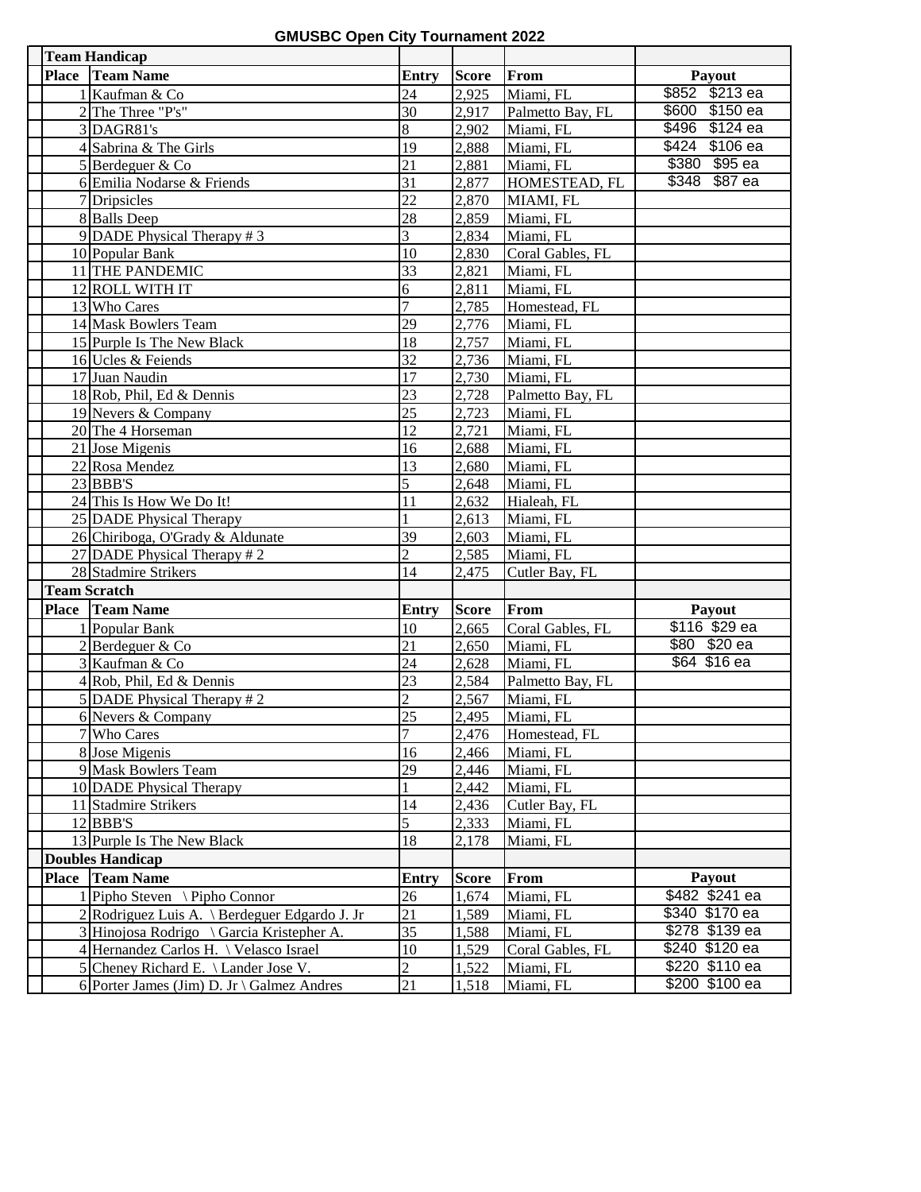# GMUSBC Open City Tournament 2022

## Team Handicap

| Place | Team Name | Entry | Score | From | Payout |
|---|---|---|---|---|---|
| 1 | Kaufman & Co | 24 | 2,925 | Miami, FL | $852 $213 ea |
| 2 | The Three "P's" | 30 | 2,917 | Palmetto Bay, FL | $600 $150 ea |
| 3 | DAGR81's | 8 | 2,902 | Miami, FL | $496 $124 ea |
| 4 | Sabrina & The Girls | 19 | 2,888 | Miami, FL | $424 $106 ea |
| 5 | Berdeguer & Co | 21 | 2,881 | Miami, FL | $380 $95 ea |
| 6 | Emilia Nodarse & Friends | 31 | 2,877 | HOMESTEAD, FL | $348 $87 ea |
| 7 | Dripsicles | 22 | 2,870 | MIAMI, FL | |
| 8 | Balls Deep | 28 | 2,859 | Miami, FL | |
| 9 | DADE Physical Therapy # 3 | 3 | 2,834 | Miami, FL | |
| 10 | Popular Bank | 10 | 2,830 | Coral Gables, FL | |
| 11 | THE PANDEMIC | 33 | 2,821 | Miami, FL | |
| 12 | ROLL WITH IT | 6 | 2,811 | Miami, FL | |
| 13 | Who Cares | 7 | 2,785 | Homestead, FL | |
| 14 | Mask Bowlers Team | 29 | 2,776 | Miami, FL | |
| 15 | Purple Is The New Black | 18 | 2,757 | Miami, FL | |
| 16 | Ucles & Feiends | 32 | 2,736 | Miami, FL | |
| 17 | Juan Naudin | 17 | 2,730 | Miami, FL | |
| 18 | Rob, Phil, Ed & Dennis | 23 | 2,728 | Palmetto Bay, FL | |
| 19 | Nevers & Company | 25 | 2,723 | Miami, FL | |
| 20 | The 4 Horseman | 12 | 2,721 | Miami, FL | |
| 21 | Jose Migenis | 16 | 2,688 | Miami, FL | |
| 22 | Rosa Mendez | 13 | 2,680 | Miami, FL | |
| 23 | BBB'S | 5 | 2,648 | Miami, FL | |
| 24 | This Is How We Do It! | 11 | 2,632 | Hialeah, FL | |
| 25 | DADE Physical Therapy | 1 | 2,613 | Miami, FL | |
| 26 | Chiriboga, O'Grady & Aldunate | 39 | 2,603 | Miami, FL | |
| 27 | DADE Physical Therapy # 2 | 2 | 2,585 | Miami, FL | |
| 28 | Stadmire Strikers | 14 | 2,475 | Cutler Bay, FL | |

## Team Scratch

| Place | Team Name | Entry | Score | From | Payout |
|---|---|---|---|---|---|
| 1 | Popular Bank | 10 | 2,665 | Coral Gables, FL | $116 $29 ea |
| 2 | Berdeguer & Co | 21 | 2,650 | Miami, FL | $80 $20 ea |
| 3 | Kaufman & Co | 24 | 2,628 | Miami, FL | $64 $16 ea |
| 4 | Rob, Phil, Ed & Dennis | 23 | 2,584 | Palmetto Bay, FL | |
| 5 | DADE Physical Therapy # 2 | 2 | 2,567 | Miami, FL | |
| 6 | Nevers & Company | 25 | 2,495 | Miami, FL | |
| 7 | Who Cares | 7 | 2,476 | Homestead, FL | |
| 8 | Jose Migenis | 16 | 2,466 | Miami, FL | |
| 9 | Mask Bowlers Team | 29 | 2,446 | Miami, FL | |
| 10 | DADE Physical Therapy | 1 | 2,442 | Miami, FL | |
| 11 | Stadmire Strikers | 14 | 2,436 | Cutler Bay, FL | |
| 12 | BBB'S | 5 | 2,333 | Miami, FL | |
| 13 | Purple Is The New Black | 18 | 2,178 | Miami, FL | |

## Doubles Handicap

| Place | Team Name | Entry | Score | From | Payout |
|---|---|---|---|---|---|
| 1 | Pipho Steven \ Pipho Connor | 26 | 1,674 | Miami, FL | $482 $241 ea |
| 2 | Rodriguez Luis A. \ Berdeguer Edgardo J. Jr | 21 | 1,589 | Miami, FL | $340 $170 ea |
| 3 | Hinojosa Rodrigo \ Garcia Kristepher A. | 35 | 1,588 | Miami, FL | $278 $139 ea |
| 4 | Hernandez Carlos H. \ Velasco Israel | 10 | 1,529 | Coral Gables, FL | $240 $120 ea |
| 5 | Cheney Richard E. \ Lander Jose V. | 2 | 1,522 | Miami, FL | $220 $110 ea |
| 6 | Porter James (Jim) D. Jr \ Galmez Andres | 21 | 1,518 | Miami, FL | $200 $100 ea |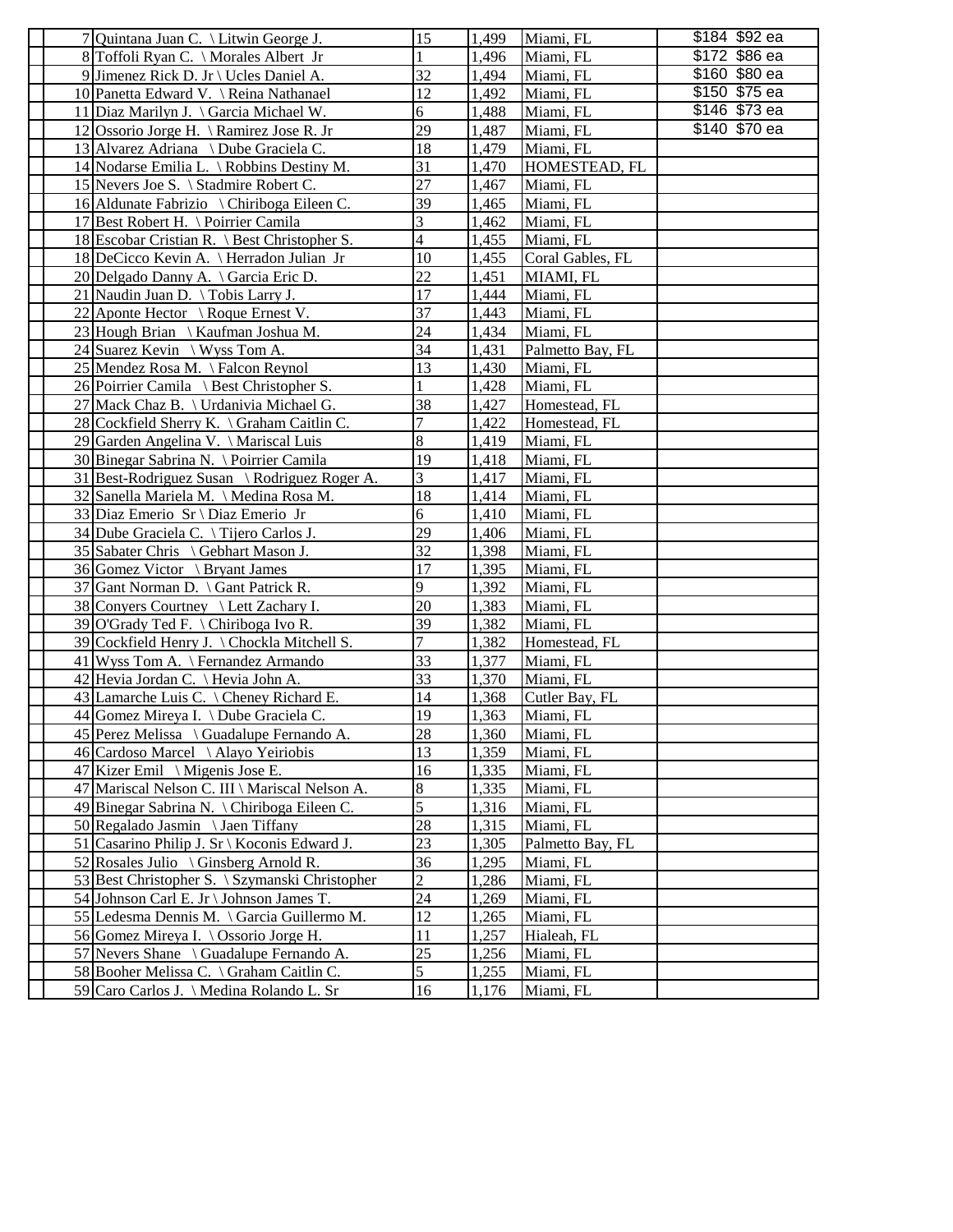| | | | | | |
|---|---|---|---|---|---|
| | 7 Quintana Juan C. \ Litwin George J. | 15 | 1,499 | Miami, FL | $184 $92 ea |
| | 8 Toffoli Ryan C. \ Morales Albert Jr | 1 | 1,496 | Miami, FL | $172 $86 ea |
| | 9 Jimenez Rick D. Jr \ Ucles Daniel A. | 32 | 1,494 | Miami, FL | $160 $80 ea |
| | 10 Panetta Edward V. \ Reina Nathanael | 12 | 1,492 | Miami, FL | $150 $75 ea |
| | 11 Diaz Marilyn J. \ Garcia Michael W. | 6 | 1,488 | Miami, FL | $146 $73 ea |
| | 12 Ossorio Jorge H. \ Ramirez Jose R. Jr | 29 | 1,487 | Miami, FL | $140 $70 ea |
| | 13 Alvarez Adriana \ Dube Graciela C. | 18 | 1,479 | Miami, FL | |
| | 14 Nodarse Emilia L. \ Robbins Destiny M. | 31 | 1,470 | HOMESTEAD, FL | |
| | 15 Nevers Joe S. \ Stadmire Robert C. | 27 | 1,467 | Miami, FL | |
| | 16 Aldunate Fabrizio \ Chiriboga Eileen C. | 39 | 1,465 | Miami, FL | |
| | 17 Best Robert H. \ Poirrier Camila | 3 | 1,462 | Miami, FL | |
| | 18 Escobar Cristian R. \ Best Christopher S. | 4 | 1,455 | Miami, FL | |
| | 18 DeCicco Kevin A. \ Herradon Julian Jr | 10 | 1,455 | Coral Gables, FL | |
| | 20 Delgado Danny A. \ Garcia Eric D. | 22 | 1,451 | MIAMI, FL | |
| | 21 Naudin Juan D. \ Tobis Larry J. | 17 | 1,444 | Miami, FL | |
| | 22 Aponte Hector \ Roque Ernest V. | 37 | 1,443 | Miami, FL | |
| | 23 Hough Brian \ Kaufman Joshua M. | 24 | 1,434 | Miami, FL | |
| | 24 Suarez Kevin \ Wyss Tom A. | 34 | 1,431 | Palmetto Bay, FL | |
| | 25 Mendez Rosa M. \ Falcon Reynol | 13 | 1,430 | Miami, FL | |
| | 26 Poirrier Camila \ Best Christopher S. | 1 | 1,428 | Miami, FL | |
| | 27 Mack Chaz B. \ Urdanivia Michael G. | 38 | 1,427 | Homestead, FL | |
| | 28 Cockfield Sherry K. \ Graham Caitlin C. | 7 | 1,422 | Homestead, FL | |
| | 29 Garden Angelina V. \ Mariscal Luis | 8 | 1,419 | Miami, FL | |
| | 30 Binegar Sabrina N. \ Poirrier Camila | 19 | 1,418 | Miami, FL | |
| | 31 Best-Rodriguez Susan \ Rodriguez Roger A. | 3 | 1,417 | Miami, FL | |
| | 32 Sanella Mariela M. \ Medina Rosa M. | 18 | 1,414 | Miami, FL | |
| | 33 Diaz Emerio Sr \ Diaz Emerio Jr | 6 | 1,410 | Miami, FL | |
| | 34 Dube Graciela C. \ Tijero Carlos J. | 29 | 1,406 | Miami, FL | |
| | 35 Sabater Chris \ Gebhart Mason J. | 32 | 1,398 | Miami, FL | |
| | 36 Gomez Victor \ Bryant James | 17 | 1,395 | Miami, FL | |
| | 37 Gant Norman D. \ Gant Patrick R. | 9 | 1,392 | Miami, FL | |
| | 38 Conyers Courtney \ Lett Zachary I. | 20 | 1,383 | Miami, FL | |
| | 39 O'Grady Ted F. \ Chiriboga Ivo R. | 39 | 1,382 | Miami, FL | |
| | 39 Cockfield Henry J. \ Chockla Mitchell S. | 7 | 1,382 | Homestead, FL | |
| | 41 Wyss Tom A. \ Fernandez Armando | 33 | 1,377 | Miami, FL | |
| | 42 Hevia Jordan C. \ Hevia John A. | 33 | 1,370 | Miami, FL | |
| | 43 Lamarche Luis C. \ Cheney Richard E. | 14 | 1,368 | Cutler Bay, FL | |
| | 44 Gomez Mireya I. \ Dube Graciela C. | 19 | 1,363 | Miami, FL | |
| | 45 Perez Melissa \ Guadalupe Fernando A. | 28 | 1,360 | Miami, FL | |
| | 46 Cardoso Marcel \ Alayo Yeiriobis | 13 | 1,359 | Miami, FL | |
| | 47 Kizer Emil \ Migenis Jose E. | 16 | 1,335 | Miami, FL | |
| | 47 Mariscal Nelson C. III \ Mariscal Nelson A. | 8 | 1,335 | Miami, FL | |
| | 49 Binegar Sabrina N. \ Chiriboga Eileen C. | 5 | 1,316 | Miami, FL | |
| | 50 Regalado Jasmin \ Jaen Tiffany | 28 | 1,315 | Miami, FL | |
| | 51 Casarino Philip J. Sr \ Koconis Edward J. | 23 | 1,305 | Palmetto Bay, FL | |
| | 52 Rosales Julio \ Ginsberg Arnold R. | 36 | 1,295 | Miami, FL | |
| | 53 Best Christopher S. \ Szymanski Christopher | 2 | 1,286 | Miami, FL | |
| | 54 Johnson Carl E. Jr \ Johnson James T. | 24 | 1,269 | Miami, FL | |
| | 55 Ledesma Dennis M. \ Garcia Guillermo M. | 12 | 1,265 | Miami, FL | |
| | 56 Gomez Mireya I. \ Ossorio Jorge H. | 11 | 1,257 | Hialeah, FL | |
| | 57 Nevers Shane \ Guadalupe Fernando A. | 25 | 1,256 | Miami, FL | |
| | 58 Booher Melissa C. \ Graham Caitlin C. | 5 | 1,255 | Miami, FL | |
| | 59 Caro Carlos J. \ Medina Rolando L. Sr | 16 | 1,176 | Miami, FL | |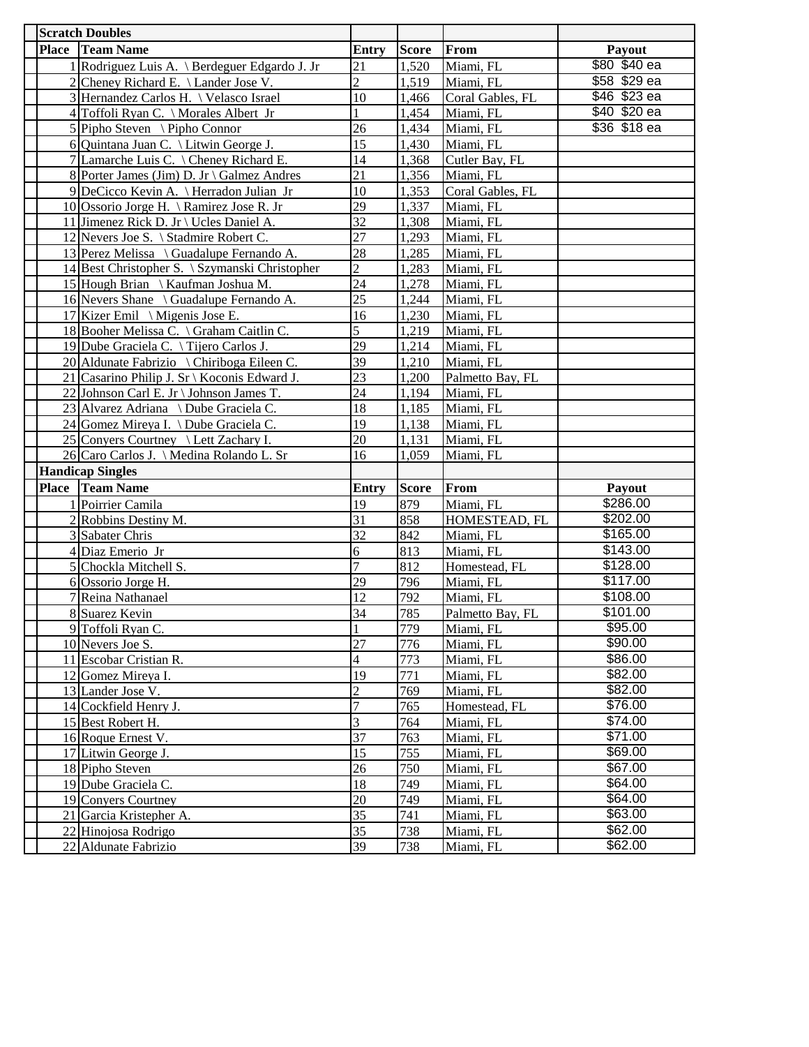| Place | Team Name | Entry | Score | From | Payout |
|---|---|---|---|---|---|
| **Scratch Doubles** | | | | | |
| **Place** | **Team Name** | **Entry** | **Score** | **From** | **Payout** |
| 1 | Rodriguez Luis A. \ Berdeguer Edgardo J. Jr | 21 | 1,520 | Miami, FL | $80 $40 ea |
| 2 | Cheney Richard E. \ Lander Jose V. | 2 | 1,519 | Miami, FL | $58 $29 ea |
| 3 | Hernandez Carlos H. \ Velasco Israel | 10 | 1,466 | Coral Gables, FL | $46 $23 ea |
| 4 | Toffoli Ryan C. \ Morales Albert Jr | 1 | 1,454 | Miami, FL | $40 $20 ea |
| 5 | Pipho Steven \ Pipho Connor | 26 | 1,434 | Miami, FL | $36 $18 ea |
| 6 | Quintana Juan C. \ Litwin George J. | 15 | 1,430 | Miami, FL | |
| 7 | Lamarche Luis C. \ Cheney Richard E. | 14 | 1,368 | Cutler Bay, FL | |
| 8 | Porter James (Jim) D. Jr \ Galmez Andres | 21 | 1,356 | Miami, FL | |
| 9 | DeCicco Kevin A. \ Herradon Julian Jr | 10 | 1,353 | Coral Gables, FL | |
| 10 | Ossorio Jorge H. \ Ramirez Jose R. Jr | 29 | 1,337 | Miami, FL | |
| 11 | Jimenez Rick D. Jr \ Ucles Daniel A. | 32 | 1,308 | Miami, FL | |
| 12 | Nevers Joe S. \ Stadmire Robert C. | 27 | 1,293 | Miami, FL | |
| 13 | Perez Melissa \ Guadalupe Fernando A. | 28 | 1,285 | Miami, FL | |
| 14 | Best Christopher S. \ Szymanski Christopher | 2 | 1,283 | Miami, FL | |
| 15 | Hough Brian \ Kaufman Joshua M. | 24 | 1,278 | Miami, FL | |
| 16 | Nevers Shane \ Guadalupe Fernando A. | 25 | 1,244 | Miami, FL | |
| 17 | Kizer Emil \ Migenis Jose E. | 16 | 1,230 | Miami, FL | |
| 18 | Booher Melissa C. \ Graham Caitlin C. | 5 | 1,219 | Miami, FL | |
| 19 | Dube Graciela C. \ Tijero Carlos J. | 29 | 1,214 | Miami, FL | |
| 20 | Aldunate Fabrizio \ Chiriboga Eileen C. | 39 | 1,210 | Miami, FL | |
| 21 | Casarino Philip J. Sr \ Koconis Edward J. | 23 | 1,200 | Palmetto Bay, FL | |
| 22 | Johnson Carl E. Jr \ Johnson James T. | 24 | 1,194 | Miami, FL | |
| 23 | Alvarez Adriana \ Dube Graciela C. | 18 | 1,185 | Miami, FL | |
| 24 | Gomez Mireya I. \ Dube Graciela C. | 19 | 1,138 | Miami, FL | |
| 25 | Conyers Courtney \ Lett Zachary I. | 20 | 1,131 | Miami, FL | |
| 26 | Caro Carlos J. \ Medina Rolando L. Sr | 16 | 1,059 | Miami, FL | |
| **Handicap Singles** | | | | | |
| **Place** | **Team Name** | **Entry** | **Score** | **From** | **Payout** |
| 1 | Poirrier Camila | 19 | 879 | Miami, FL | $286.00 |
| 2 | Robbins Destiny M. | 31 | 858 | HOMESTEAD, FL | $202.00 |
| 3 | Sabater Chris | 32 | 842 | Miami, FL | $165.00 |
| 4 | Diaz Emerio Jr | 6 | 813 | Miami, FL | $143.00 |
| 5 | Chockla Mitchell S. | 7 | 812 | Homestead, FL | $128.00 |
| 6 | Ossorio Jorge H. | 29 | 796 | Miami, FL | $117.00 |
| 7 | Reina Nathanael | 12 | 792 | Miami, FL | $108.00 |
| 8 | Suarez Kevin | 34 | 785 | Palmetto Bay, FL | $101.00 |
| 9 | Toffoli Ryan C. | 1 | 779 | Miami, FL | $95.00 |
| 10 | Nevers Joe S. | 27 | 776 | Miami, FL | $90.00 |
| 11 | Escobar Cristian R. | 4 | 773 | Miami, FL | $86.00 |
| 12 | Gomez Mireya I. | 19 | 771 | Miami, FL | $82.00 |
| 13 | Lander Jose V. | 2 | 769 | Miami, FL | $82.00 |
| 14 | Cockfield Henry J. | 7 | 765 | Homestead, FL | $76.00 |
| 15 | Best Robert H. | 3 | 764 | Miami, FL | $74.00 |
| 16 | Roque Ernest V. | 37 | 763 | Miami, FL | $71.00 |
| 17 | Litwin George J. | 15 | 755 | Miami, FL | $69.00 |
| 18 | Pipho Steven | 26 | 750 | Miami, FL | $67.00 |
| 19 | Dube Graciela C. | 18 | 749 | Miami, FL | $64.00 |
| 19 | Conyers Courtney | 20 | 749 | Miami, FL | $64.00 |
| 21 | Garcia Kristepher A. | 35 | 741 | Miami, FL | $63.00 |
| 22 | Hinojosa Rodrigo | 35 | 738 | Miami, FL | $62.00 |
| 22 | Aldunate Fabrizio | 39 | 738 | Miami, FL | $62.00 |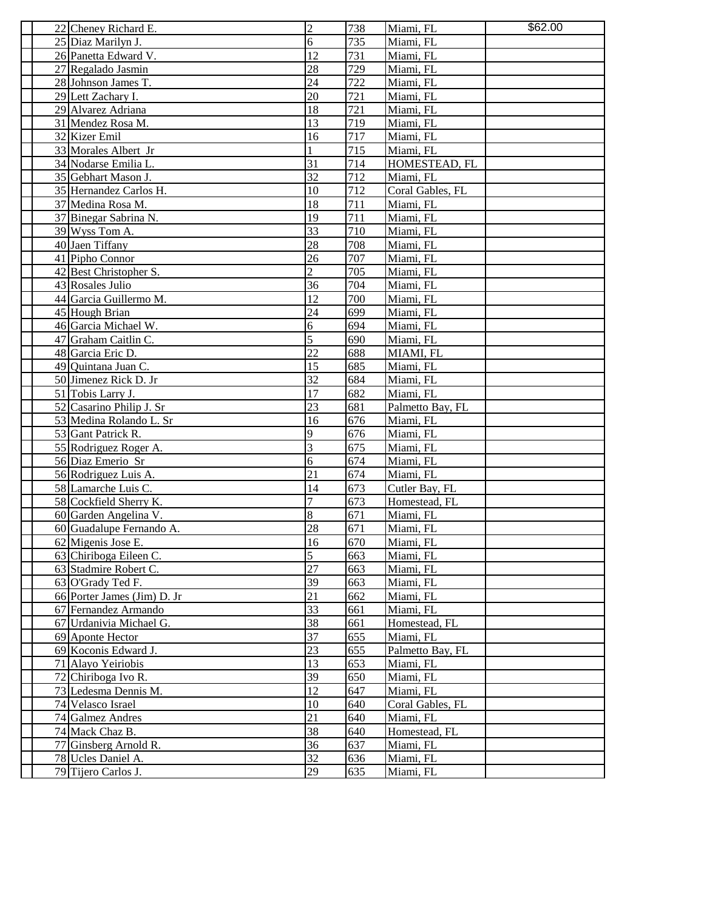| | | | | | |
|---|---|---|---|---|---|
| | 22 Cheney Richard E. | 2 | 738 | Miami, FL | $62.00 |
| | 25 Diaz Marilyn J. | 6 | 735 | Miami, FL | |
| | 26 Panetta Edward V. | 12 | 731 | Miami, FL | |
| | 27 Regalado Jasmin | 28 | 729 | Miami, FL | |
| | 28 Johnson James T. | 24 | 722 | Miami, FL | |
| | 29 Lett Zachary I. | 20 | 721 | Miami, FL | |
| | 29 Alvarez Adriana | 18 | 721 | Miami, FL | |
| | 31 Mendez Rosa M. | 13 | 719 | Miami, FL | |
| | 32 Kizer Emil | 16 | 717 | Miami, FL | |
| | 33 Morales Albert Jr | 1 | 715 | Miami, FL | |
| | 34 Nodarse Emilia L. | 31 | 714 | HOMESTEAD, FL | |
| | 35 Gebhart Mason J. | 32 | 712 | Miami, FL | |
| | 35 Hernandez Carlos H. | 10 | 712 | Coral Gables, FL | |
| | 37 Medina Rosa M. | 18 | 711 | Miami, FL | |
| | 37 Binegar Sabrina N. | 19 | 711 | Miami, FL | |
| | 39 Wyss Tom A. | 33 | 710 | Miami, FL | |
| | 40 Jaen Tiffany | 28 | 708 | Miami, FL | |
| | 41 Pipho Connor | 26 | 707 | Miami, FL | |
| | 42 Best Christopher S. | 2 | 705 | Miami, FL | |
| | 43 Rosales Julio | 36 | 704 | Miami, FL | |
| | 44 Garcia Guillermo M. | 12 | 700 | Miami, FL | |
| | 45 Hough Brian | 24 | 699 | Miami, FL | |
| | 46 Garcia Michael W. | 6 | 694 | Miami, FL | |
| | 47 Graham Caitlin C. | 5 | 690 | Miami, FL | |
| | 48 Garcia Eric D. | 22 | 688 | MIAMI, FL | |
| | 49 Quintana Juan C. | 15 | 685 | Miami, FL | |
| | 50 Jimenez Rick D. Jr | 32 | 684 | Miami, FL | |
| | 51 Tobis Larry J. | 17 | 682 | Miami, FL | |
| | 52 Casarino Philip J. Sr | 23 | 681 | Palmetto Bay, FL | |
| | 53 Medina Rolando L. Sr | 16 | 676 | Miami, FL | |
| | 53 Gant Patrick R. | 9 | 676 | Miami, FL | |
| | 55 Rodriguez Roger A. | 3 | 675 | Miami, FL | |
| | 56 Diaz Emerio Sr | 6 | 674 | Miami, FL | |
| | 56 Rodriguez Luis A. | 21 | 674 | Miami, FL | |
| | 58 Lamarche Luis C. | 14 | 673 | Cutler Bay, FL | |
| | 58 Cockfield Sherry K. | 7 | 673 | Homestead, FL | |
| | 60 Garden Angelina V. | 8 | 671 | Miami, FL | |
| | 60 Guadalupe Fernando A. | 28 | 671 | Miami, FL | |
| | 62 Migenis Jose E. | 16 | 670 | Miami, FL | |
| | 63 Chiriboga Eileen C. | 5 | 663 | Miami, FL | |
| | 63 Stadmire Robert C. | 27 | 663 | Miami, FL | |
| | 63 O'Grady Ted F. | 39 | 663 | Miami, FL | |
| | 66 Porter James (Jim) D. Jr | 21 | 662 | Miami, FL | |
| | 67 Fernandez Armando | 33 | 661 | Miami, FL | |
| | 67 Urdanivia Michael G. | 38 | 661 | Homestead, FL | |
| | 69 Aponte Hector | 37 | 655 | Miami, FL | |
| | 69 Koconis Edward J. | 23 | 655 | Palmetto Bay, FL | |
| | 71 Alayo Yeiriobis | 13 | 653 | Miami, FL | |
| | 72 Chiriboga Ivo R. | 39 | 650 | Miami, FL | |
| | 73 Ledesma Dennis M. | 12 | 647 | Miami, FL | |
| | 74 Velasco Israel | 10 | 640 | Coral Gables, FL | |
| | 74 Galmez Andres | 21 | 640 | Miami, FL | |
| | 74 Mack Chaz B. | 38 | 640 | Homestead, FL | |
| | 77 Ginsberg Arnold R. | 36 | 637 | Miami, FL | |
| | 78 Ucles Daniel A. | 32 | 636 | Miami, FL | |
| | 79 Tijero Carlos J. | 29 | 635 | Miami, FL | |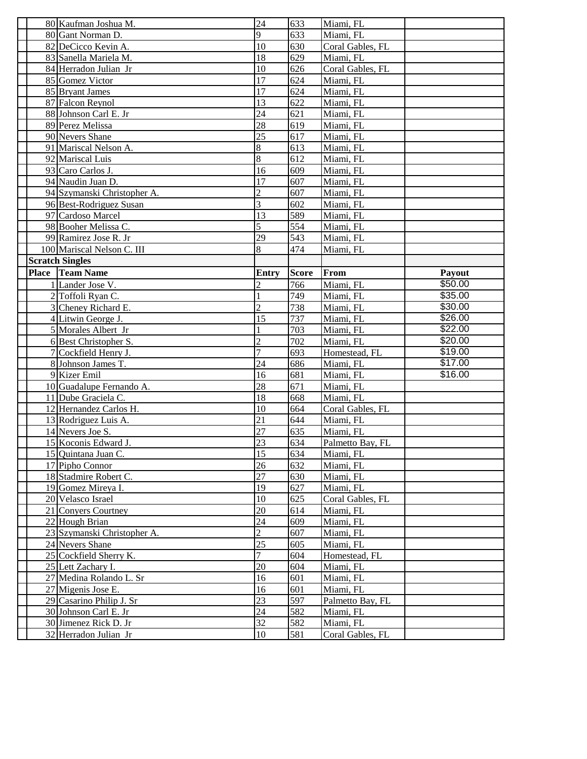| | | | | | |
|---|---|---|---|---|---|
| 80 | Kaufman Joshua M. | 24 | 633 | Miami, FL | |
| 80 | Gant Norman D. | 9 | 633 | Miami, FL | |
| 82 | DeCicco Kevin A. | 10 | 630 | Coral Gables, FL | |
| 83 | Sanella Mariela M. | 18 | 629 | Miami, FL | |
| 84 | Herradon Julian Jr | 10 | 626 | Coral Gables, FL | |
| 85 | Gomez Victor | 17 | 624 | Miami, FL | |
| 85 | Bryant James | 17 | 624 | Miami, FL | |
| 87 | Falcon Reynol | 13 | 622 | Miami, FL | |
| 88 | Johnson Carl E. Jr | 24 | 621 | Miami, FL | |
| 89 | Perez Melissa | 28 | 619 | Miami, FL | |
| 90 | Nevers Shane | 25 | 617 | Miami, FL | |
| 91 | Mariscal Nelson A. | 8 | 613 | Miami, FL | |
| 92 | Mariscal Luis | 8 | 612 | Miami, FL | |
| 93 | Caro Carlos J. | 16 | 609 | Miami, FL | |
| 94 | Naudin Juan D. | 17 | 607 | Miami, FL | |
| 94 | Szymanski Christopher A. | 2 | 607 | Miami, FL | |
| 96 | Best-Rodriguez Susan | 3 | 602 | Miami, FL | |
| 97 | Cardoso Marcel | 13 | 589 | Miami, FL | |
| 98 | Booher Melissa C. | 5 | 554 | Miami, FL | |
| 99 | Ramirez Jose R. Jr | 29 | 543 | Miami, FL | |
| 100 | Mariscal Nelson C. III | 8 | 474 | Miami, FL | |
| **Scratch Singles** | | | | | |
| **Place** | **Team Name** | **Entry** | **Score** | **From** | **Payout** |
| 1 | Lander Jose V. | 2 | 766 | Miami, FL | $50.00 |
| 2 | Toffoli Ryan C. | 1 | 749 | Miami, FL | $35.00 |
| 3 | Cheney Richard E. | 2 | 738 | Miami, FL | $30.00 |
| 4 | Litwin George J. | 15 | 737 | Miami, FL | $26.00 |
| 5 | Morales Albert Jr | 1 | 703 | Miami, FL | $22.00 |
| 6 | Best Christopher S. | 2 | 702 | Miami, FL | $20.00 |
| 7 | Cockfield Henry J. | 7 | 693 | Homestead, FL | $19.00 |
| 8 | Johnson James T. | 24 | 686 | Miami, FL | $17.00 |
| 9 | Kizer Emil | 16 | 681 | Miami, FL | $16.00 |
| 10 | Guadalupe Fernando A. | 28 | 671 | Miami, FL | |
| 11 | Dube Graciela C. | 18 | 668 | Miami, FL | |
| 12 | Hernandez Carlos H. | 10 | 664 | Coral Gables, FL | |
| 13 | Rodriguez Luis A. | 21 | 644 | Miami, FL | |
| 14 | Nevers Joe S. | 27 | 635 | Miami, FL | |
| 15 | Koconis Edward J. | 23 | 634 | Palmetto Bay, FL | |
| 15 | Quintana Juan C. | 15 | 634 | Miami, FL | |
| 17 | Pipho Connor | 26 | 632 | Miami, FL | |
| 18 | Stadmire Robert C. | 27 | 630 | Miami, FL | |
| 19 | Gomez Mireya I. | 19 | 627 | Miami, FL | |
| 20 | Velasco Israel | 10 | 625 | Coral Gables, FL | |
| 21 | Conyers Courtney | 20 | 614 | Miami, FL | |
| 22 | Hough Brian | 24 | 609 | Miami, FL | |
| 23 | Szymanski Christopher A. | 2 | 607 | Miami, FL | |
| 24 | Nevers Shane | 25 | 605 | Miami, FL | |
| 25 | Cockfield Sherry K. | 7 | 604 | Homestead, FL | |
| 25 | Lett Zachary I. | 20 | 604 | Miami, FL | |
| 27 | Medina Rolando L. Sr | 16 | 601 | Miami, FL | |
| 27 | Migenis Jose E. | 16 | 601 | Miami, FL | |
| 29 | Casarino Philip J. Sr | 23 | 597 | Palmetto Bay, FL | |
| 30 | Johnson Carl E. Jr | 24 | 582 | Miami, FL | |
| 30 | Jimenez Rick D. Jr | 32 | 582 | Miami, FL | |
| 32 | Herradon Julian Jr | 10 | 581 | Coral Gables, FL | |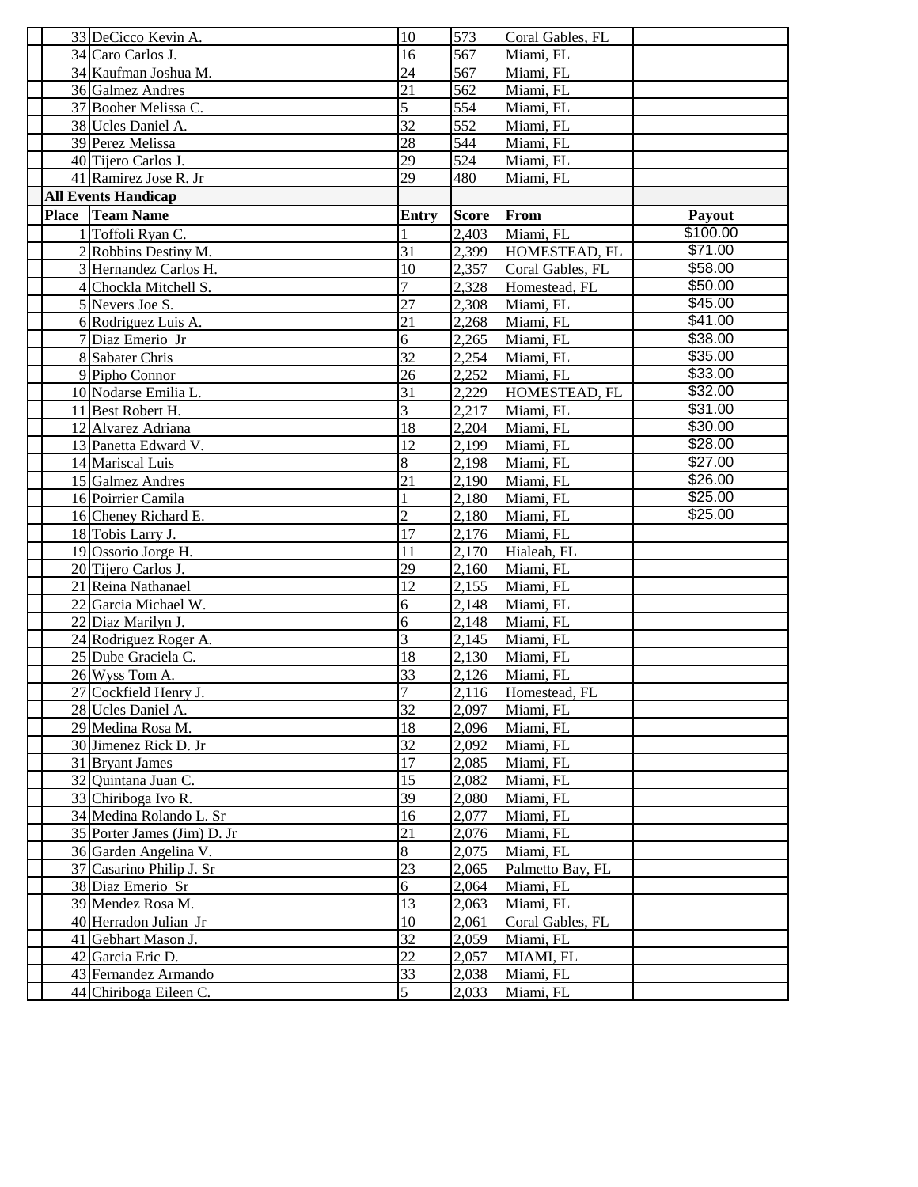| Place | Team Name | Entry | Score | From | Payout |
|---|---|---|---|---|---|
| 33 | DeCicco Kevin A. | 10 | 573 | Coral Gables, FL | |
| 34 | Caro Carlos J. | 16 | 567 | Miami, FL | |
| 34 | Kaufman Joshua M. | 24 | 567 | Miami, FL | |
| 36 | Galmez Andres | 21 | 562 | Miami, FL | |
| 37 | Booher Melissa C. | 5 | 554 | Miami, FL | |
| 38 | Ucles Daniel A. | 32 | 552 | Miami, FL | |
| 39 | Perez Melissa | 28 | 544 | Miami, FL | |
| 40 | Tijero Carlos J. | 29 | 524 | Miami, FL | |
| 41 | Ramirez Jose R. Jr | 29 | 480 | Miami, FL | |

**All Events Handicap**

| Place | Team Name | Entry | Score | From | Payout |
|---|---|---|---|---|---|
| 1 | Toffoli Ryan C. | 1 | 2,403 | Miami, FL | $100.00 |
| 2 | Robbins Destiny M. | 31 | 2,399 | HOMESTEAD, FL | $71.00 |
| 3 | Hernandez Carlos H. | 10 | 2,357 | Coral Gables, FL | $58.00 |
| 4 | Chockla Mitchell S. | 7 | 2,328 | Homestead, FL | $50.00 |
| 5 | Nevers Joe S. | 27 | 2,308 | Miami, FL | $45.00 |
| 6 | Rodriguez Luis A. | 21 | 2,268 | Miami, FL | $41.00 |
| 7 | Diaz Emerio Jr | 6 | 2,265 | Miami, FL | $38.00 |
| 8 | Sabater Chris | 32 | 2,254 | Miami, FL | $35.00 |
| 9 | Pipho Connor | 26 | 2,252 | Miami, FL | $33.00 |
| 10 | Nodarse Emilia L. | 31 | 2,229 | HOMESTEAD, FL | $32.00 |
| 11 | Best Robert H. | 3 | 2,217 | Miami, FL | $31.00 |
| 12 | Alvarez Adriana | 18 | 2,204 | Miami, FL | $30.00 |
| 13 | Panetta Edward V. | 12 | 2,199 | Miami, FL | $28.00 |
| 14 | Mariscal Luis | 8 | 2,198 | Miami, FL | $27.00 |
| 15 | Galmez Andres | 21 | 2,190 | Miami, FL | $26.00 |
| 16 | Poirrier Camila | 1 | 2,180 | Miami, FL | $25.00 |
| 16 | Cheney Richard E. | 2 | 2,180 | Miami, FL | $25.00 |
| 18 | Tobis Larry J. | 17 | 2,176 | Miami, FL | |
| 19 | Ossorio Jorge H. | 11 | 2,170 | Hialeah, FL | |
| 20 | Tijero Carlos J. | 29 | 2,160 | Miami, FL | |
| 21 | Reina Nathanael | 12 | 2,155 | Miami, FL | |
| 22 | Garcia Michael W. | 6 | 2,148 | Miami, FL | |
| 22 | Diaz Marilyn J. | 6 | 2,148 | Miami, FL | |
| 24 | Rodriguez Roger A. | 3 | 2,145 | Miami, FL | |
| 25 | Dube Graciela C. | 18 | 2,130 | Miami, FL | |
| 26 | Wyss Tom A. | 33 | 2,126 | Miami, FL | |
| 27 | Cockfield Henry J. | 7 | 2,116 | Homestead, FL | |
| 28 | Ucles Daniel A. | 32 | 2,097 | Miami, FL | |
| 29 | Medina Rosa M. | 18 | 2,096 | Miami, FL | |
| 30 | Jimenez Rick D. Jr | 32 | 2,092 | Miami, FL | |
| 31 | Bryant James | 17 | 2,085 | Miami, FL | |
| 32 | Quintana Juan C. | 15 | 2,082 | Miami, FL | |
| 33 | Chiriboga Ivo R. | 39 | 2,080 | Miami, FL | |
| 34 | Medina Rolando L. Sr | 16 | 2,077 | Miami, FL | |
| 35 | Porter James (Jim) D. Jr | 21 | 2,076 | Miami, FL | |
| 36 | Garden Angelina V. | 8 | 2,075 | Miami, FL | |
| 37 | Casarino Philip J. Sr | 23 | 2,065 | Palmetto Bay, FL | |
| 38 | Diaz Emerio Sr | 6 | 2,064 | Miami, FL | |
| 39 | Mendez Rosa M. | 13 | 2,063 | Miami, FL | |
| 40 | Herradon Julian Jr | 10 | 2,061 | Coral Gables, FL | |
| 41 | Gebhart Mason J. | 32 | 2,059 | Miami, FL | |
| 42 | Garcia Eric D. | 22 | 2,057 | MIAMI, FL | |
| 43 | Fernandez Armando | 33 | 2,038 | Miami, FL | |
| 44 | Chiriboga Eileen C. | 5 | 2,033 | Miami, FL | |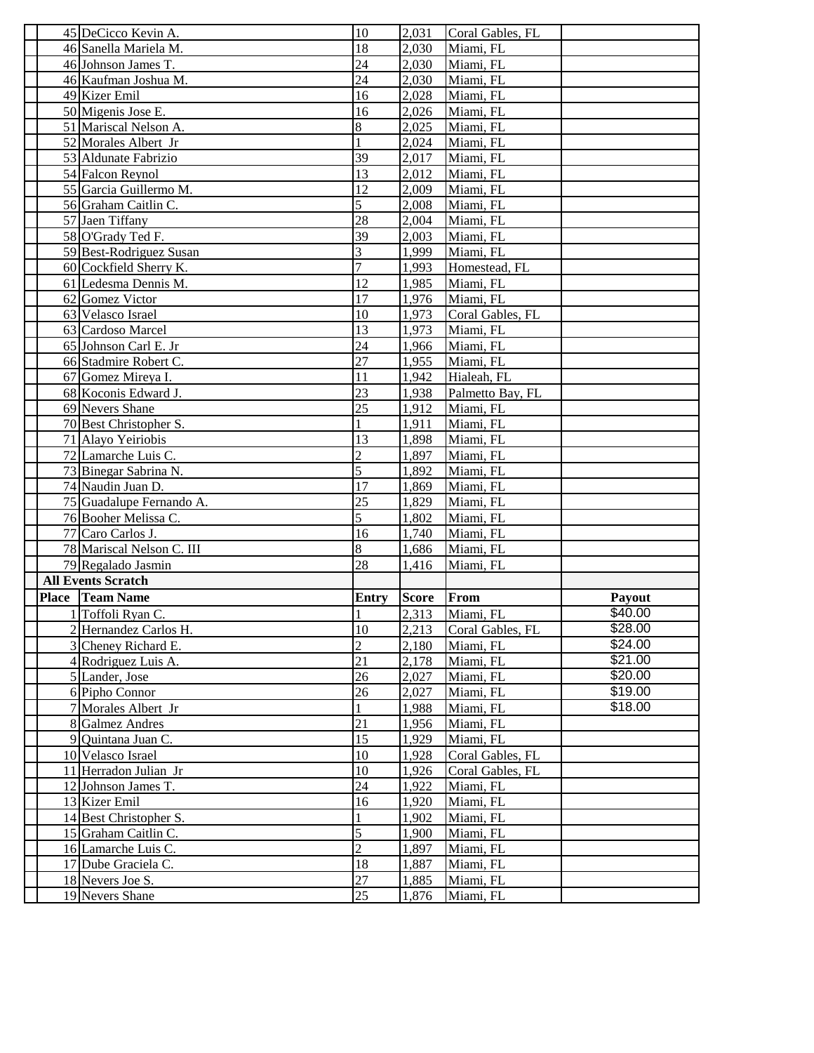| Place | Team Name | Entry | Score | From | Payout |
|---|---|---|---|---|---|
| 45 | DeCicco Kevin A. | 10 | 2,031 | Coral Gables, FL | |
| 46 | Sanella Mariela M. | 18 | 2,030 | Miami, FL | |
| 46 | Johnson James T. | 24 | 2,030 | Miami, FL | |
| 46 | Kaufman Joshua M. | 24 | 2,030 | Miami, FL | |
| 49 | Kizer Emil | 16 | 2,028 | Miami, FL | |
| 50 | Migenis Jose E. | 16 | 2,026 | Miami, FL | |
| 51 | Mariscal Nelson A. | 8 | 2,025 | Miami, FL | |
| 52 | Morales Albert Jr | 1 | 2,024 | Miami, FL | |
| 53 | Aldunate Fabrizio | 39 | 2,017 | Miami, FL | |
| 54 | Falcon Reynol | 13 | 2,012 | Miami, FL | |
| 55 | Garcia Guillermo M. | 12 | 2,009 | Miami, FL | |
| 56 | Graham Caitlin C. | 5 | 2,008 | Miami, FL | |
| 57 | Jaen Tiffany | 28 | 2,004 | Miami, FL | |
| 58 | O'Grady Ted F. | 39 | 2,003 | Miami, FL | |
| 59 | Best-Rodriguez Susan | 3 | 1,999 | Miami, FL | |
| 60 | Cockfield Sherry K. | 7 | 1,993 | Homestead, FL | |
| 61 | Ledesma Dennis M. | 12 | 1,985 | Miami, FL | |
| 62 | Gomez Victor | 17 | 1,976 | Miami, FL | |
| 63 | Velasco Israel | 10 | 1,973 | Coral Gables, FL | |
| 63 | Cardoso Marcel | 13 | 1,973 | Miami, FL | |
| 65 | Johnson Carl E. Jr | 24 | 1,966 | Miami, FL | |
| 66 | Stadmire Robert C. | 27 | 1,955 | Miami, FL | |
| 67 | Gomez Mireya I. | 11 | 1,942 | Hialeah, FL | |
| 68 | Koconis Edward J. | 23 | 1,938 | Palmetto Bay, FL | |
| 69 | Nevers Shane | 25 | 1,912 | Miami, FL | |
| 70 | Best Christopher S. | 1 | 1,911 | Miami, FL | |
| 71 | Alayo Yeiriobis | 13 | 1,898 | Miami, FL | |
| 72 | Lamarche Luis C. | 2 | 1,897 | Miami, FL | |
| 73 | Binegar Sabrina N. | 5 | 1,892 | Miami, FL | |
| 74 | Naudin Juan D. | 17 | 1,869 | Miami, FL | |
| 75 | Guadalupe Fernando A. | 25 | 1,829 | Miami, FL | |
| 76 | Booher Melissa C. | 5 | 1,802 | Miami, FL | |
| 77 | Caro Carlos J. | 16 | 1,740 | Miami, FL | |
| 78 | Mariscal Nelson C. III | 8 | 1,686 | Miami, FL | |
| 79 | Regalado Jasmin | 28 | 1,416 | Miami, FL | |

**All Events Scratch**

| Place | Team Name | Entry | Score | From | Payout |
|---|---|---|---|---|---|
| 1 | Toffoli Ryan C. | 1 | 2,313 | Miami, FL | $40.00 |
| 2 | Hernandez Carlos H. | 10 | 2,213 | Coral Gables, FL | $28.00 |
| 3 | Cheney Richard E. | 2 | 2,180 | Miami, FL | $24.00 |
| 4 | Rodriguez Luis A. | 21 | 2,178 | Miami, FL | $21.00 |
| 5 | Lander, Jose | 26 | 2,027 | Miami, FL | $20.00 |
| 6 | Pipho Connor | 26 | 2,027 | Miami, FL | $19.00 |
| 7 | Morales Albert Jr | 1 | 1,988 | Miami, FL | $18.00 |
| 8 | Galmez Andres | 21 | 1,956 | Miami, FL | |
| 9 | Quintana Juan C. | 15 | 1,929 | Miami, FL | |
| 10 | Velasco Israel | 10 | 1,928 | Coral Gables, FL | |
| 11 | Herradon Julian Jr | 10 | 1,926 | Coral Gables, FL | |
| 12 | Johnson James T. | 24 | 1,922 | Miami, FL | |
| 13 | Kizer Emil | 16 | 1,920 | Miami, FL | |
| 14 | Best Christopher S. | 1 | 1,902 | Miami, FL | |
| 15 | Graham Caitlin C. | 5 | 1,900 | Miami, FL | |
| 16 | Lamarche Luis C. | 2 | 1,897 | Miami, FL | |
| 17 | Dube Graciela C. | 18 | 1,887 | Miami, FL | |
| 18 | Nevers Joe S. | 27 | 1,885 | Miami, FL | |
| 19 | Nevers Shane | 25 | 1,876 | Miami, FL | |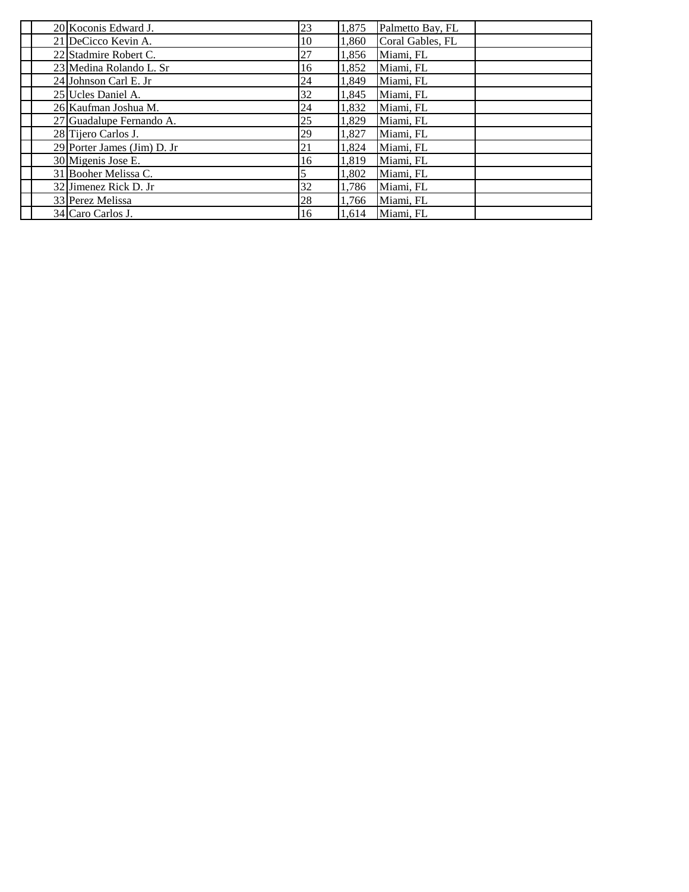| | | | | | | |
|---|---|---|---|---|---|---|
| | 20 | Koconis Edward J. | 23 | 1,875 | Palmetto Bay, FL | |
| | 21 | DeCicco Kevin A. | 10 | 1,860 | Coral Gables, FL | |
| | 22 | Stadmire Robert C. | 27 | 1,856 | Miami, FL | |
| | 23 | Medina Rolando L. Sr | 16 | 1,852 | Miami, FL | |
| | 24 | Johnson Carl E. Jr | 24 | 1,849 | Miami, FL | |
| | 25 | Ucles Daniel A. | 32 | 1,845 | Miami, FL | |
| | 26 | Kaufman Joshua M. | 24 | 1,832 | Miami, FL | |
| | 27 | Guadalupe Fernando A. | 25 | 1,829 | Miami, FL | |
| | 28 | Tijero Carlos J. | 29 | 1,827 | Miami, FL | |
| | 29 | Porter James (Jim) D. Jr | 21 | 1,824 | Miami, FL | |
| | 30 | Migenis Jose E. | 16 | 1,819 | Miami, FL | |
| | 31 | Booher Melissa C. | 5 | 1,802 | Miami, FL | |
| | 32 | Jimenez Rick D. Jr | 32 | 1,786 | Miami, FL | |
| | 33 | Perez Melissa | 28 | 1,766 | Miami, FL | |
| | 34 | Caro Carlos J. | 16 | 1,614 | Miami, FL | |